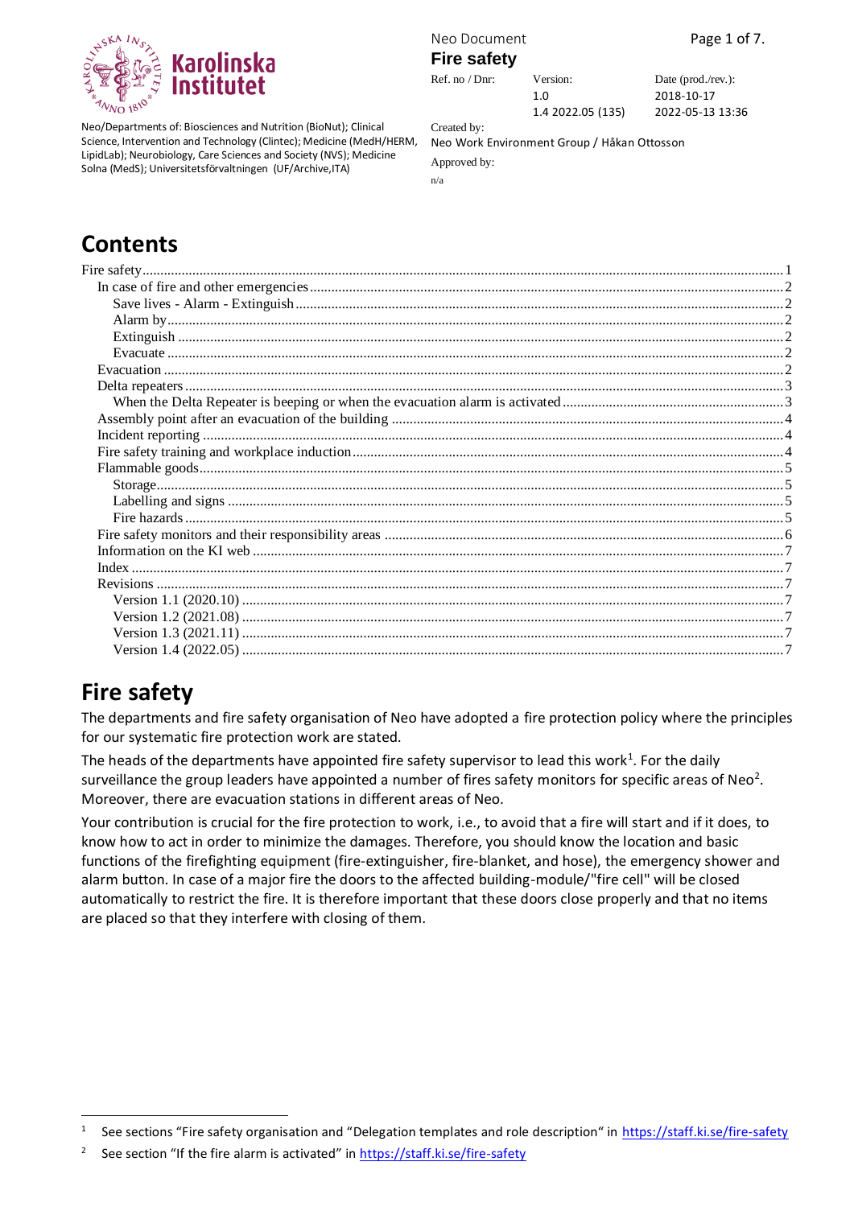Neo/Departments of: Biosciences and Nutrition (BioNut); Clinical Science, Intervention and Technology (Clintec); Medicine (MedH/HERM, LipidLab); Neurobiology, Care Sciences and Society (NVS); Medicine Solna (MedS); Universitetsförvaltningen (UF/Archive,ITA)

Neo Document

**Fire safety**

| Ref. no / Dnr: | Version: | Date (prod./rev.): |
|---|---|---|
| | 1.0 | 2018-10-17 |
| | 1.4 2022.05 (135) | 2022-05-13 13:36 |

Created by:
Neo Work Environment Group / Håkan Ottosson

Approved by:
n/a

# Contents

- Fire safety ..... 1
  - In case of fire and other emergencies ..... 2
    - Save lives - Alarm - Extinguish ..... 2
    - Alarm by ..... 2
    - Extinguish ..... 2
    - Evacuate ..... 2
  - Evacuation ..... 2
  - Delta repeaters ..... 3
    - When the Delta Repeater is beeping or when the evacuation alarm is activated ..... 3
  - Assembly point after an evacuation of the building ..... 4
  - Incident reporting ..... 4
  - Fire safety training and workplace induction ..... 4
  - Flammable goods ..... 5
    - Storage ..... 5
    - Labelling and signs ..... 5
    - Fire hazards ..... 5
  - Fire safety monitors and their responsibility areas ..... 6
  - Information on the KI web ..... 7
  - Index ..... 7
  - Revisions ..... 7
    - Version 1.1 (2020.10) ..... 7
    - Version 1.2 (2021.08) ..... 7
    - Version 1.3 (2021.11) ..... 7
    - Version 1.4 (2022.05) ..... 7

# Fire safety

The departments and fire safety organisation of Neo have adopted a fire protection policy where the principles for our systematic fire protection work are stated.

The heads of the departments have appointed fire safety supervisor to lead this work[1]. For the daily surveillance the group leaders have appointed a number of fires safety monitors for specific areas of Neo[2]. Moreover, there are evacuation stations in different areas of Neo.

Your contribution is crucial for the fire protection to work, i.e., to avoid that a fire will start and if it does, to know how to act in order to minimize the damages. Therefore, you should know the location and basic functions of the firefighting equipment (fire-extinguisher, fire-blanket, and hose), the emergency shower and alarm button. In case of a major fire the doors to the affected building-module/"fire cell" will be closed automatically to restrict the fire. It is therefore important that these doors close properly and that no items are placed so that they interfere with closing of them.

---

[1] See sections "Fire safety organisation and "Delegation templates and role description" in https://staff.ki.se/fire-safety

[2] See section "If the fire alarm is activated" in https://staff.ki.se/fire-safety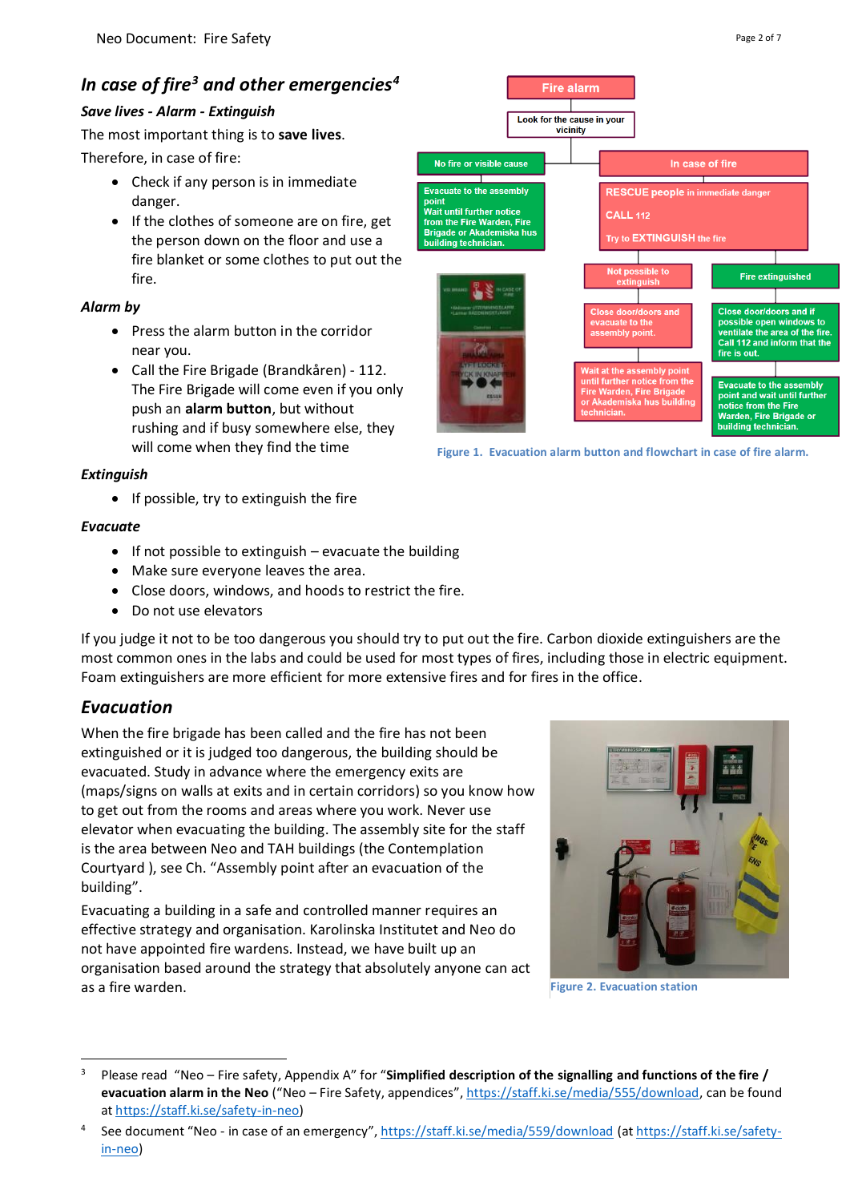## *In case of fire[3] and other emergencies[4]*

***Save lives - Alarm - Extinguish***

The most important thing is to **save lives**.

Therefore, in case of fire:

- Check if any person is in immediate danger.
- If the clothes of someone are on fire, get the person down on the floor and use a fire blanket or some clothes to put out the fire.

***Alarm by***

- Press the alarm button in the corridor near you.
- Call the Fire Brigade (Brandkåren) - 112. The Fire Brigade will come even if you only push an **alarm button**, but without rushing and if busy somewhere else, they will come when they find the time

***Extinguish***

- If possible, try to extinguish the fire

***Evacuate***

- If not possible to extinguish – evacuate the building
- Make sure everyone leaves the area.
- Close doors, windows, and hoods to restrict the fire.
- Do not use elevators

Figure 1. Evacuation alarm button and flowchart in case of fire alarm.

If you judge it not to be too dangerous you should try to put out the fire. Carbon dioxide extinguishers are the most common ones in the labs and could be used for most types of fires, including those in electric equipment. Foam extinguishers are more efficient for more extensive fires and for fires in the office.

## *Evacuation*

When the fire brigade has been called and the fire has not been extinguished or it is judged too dangerous, the building should be evacuated. Study in advance where the emergency exits are (maps/signs on walls at exits and in certain corridors) so you know how to get out from the rooms and areas where you work. Never use elevator when evacuating the building. The assembly site for the staff is the area between Neo and TAH buildings (the Contemplation Courtyard ), see Ch. "Assembly point after an evacuation of the building".

Evacuating a building in a safe and controlled manner requires an effective strategy and organisation. Karolinska Institutet and Neo do not have appointed fire wardens. Instead, we have built up an organisation based around the strategy that absolutely anyone can act as a fire warden.

Figure 2. Evacuation station

---

[3] Please read "Neo – Fire safety, Appendix A" for "**Simplified description of the signalling and functions of the fire / evacuation alarm in the Neo** ("Neo – Fire Safety, appendices", https://staff.ki.se/media/555/download, can be found at https://staff.ki.se/safety-in-neo)

[4] See document "Neo - in case of an emergency", https://staff.ki.se/media/559/download (at https://staff.ki.se/safety-in-neo)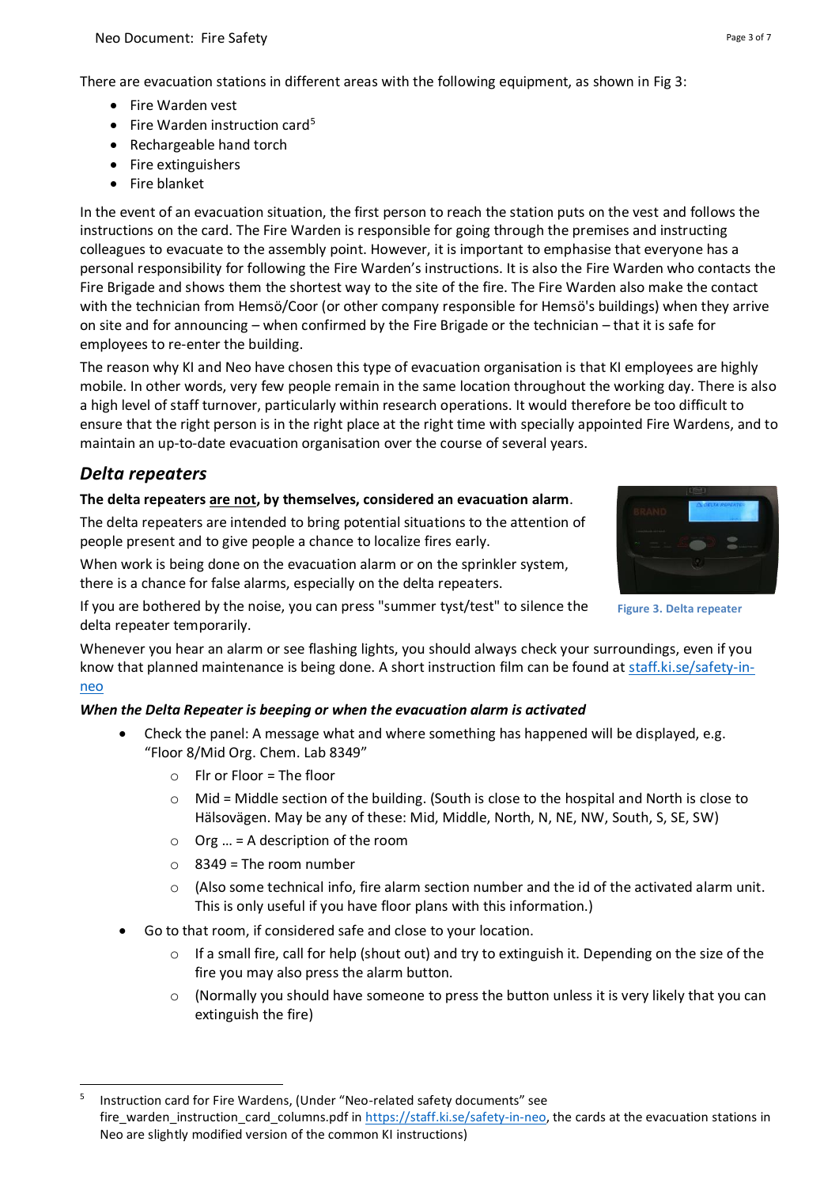There are evacuation stations in different areas with the following equipment, as shown in Fig 3:

- Fire Warden vest
- Fire Warden instruction card[5]
- Rechargeable hand torch
- Fire extinguishers
- Fire blanket

In the event of an evacuation situation, the first person to reach the station puts on the vest and follows the instructions on the card. The Fire Warden is responsible for going through the premises and instructing colleagues to evacuate to the assembly point. However, it is important to emphasise that everyone has a personal responsibility for following the Fire Warden's instructions. It is also the Fire Warden who contacts the Fire Brigade and shows them the shortest way to the site of the fire. The Fire Warden also make the contact with the technician from Hemsö/Coor (or other company responsible for Hemsö's buildings) when they arrive on site and for announcing – when confirmed by the Fire Brigade or the technician – that it is safe for employees to re-enter the building.

The reason why KI and Neo have chosen this type of evacuation organisation is that KI employees are highly mobile. In other words, very few people remain in the same location throughout the working day. There is also a high level of staff turnover, particularly within research operations. It would therefore be too difficult to ensure that the right person is in the right place at the right time with specially appointed Fire Wardens, and to maintain an up-to-date evacuation organisation over the course of several years.

## *Delta repeaters*

**The delta repeaters are not, by themselves, considered an evacuation alarm.**

The delta repeaters are intended to bring potential situations to the attention of people present and to give people a chance to localize fires early.

When work is being done on the evacuation alarm or on the sprinkler system, there is a chance for false alarms, especially on the delta repeaters.

If you are bothered by the noise, you can press "summer tyst/test" to silence the delta repeater temporarily.

Figure 3. Delta repeater

Whenever you hear an alarm or see flashing lights, you should always check your surroundings, even if you know that planned maintenance is being done. A short instruction film can be found at staff.ki.se/safety-in-neo

***When the Delta Repeater is beeping or when the evacuation alarm is activated***

- Check the panel: A message what and where something has happened will be displayed, e.g. "Floor 8/Mid Org. Chem. Lab 8349"
  - Flr or Floor = The floor
  - Mid = Middle section of the building. (South is close to the hospital and North is close to Hälsovägen. May be any of these: Mid, Middle, North, N, NE, NW, South, S, SE, SW)
  - Org … = A description of the room
  - 8349 = The room number
  - (Also some technical info, fire alarm section number and the id of the activated alarm unit. This is only useful if you have floor plans with this information.)
- Go to that room, if considered safe and close to your location.
  - If a small fire, call for help (shout out) and try to extinguish it. Depending on the size of the fire you may also press the alarm button.
  - (Normally you should have someone to press the button unless it is very likely that you can extinguish the fire)

---

[5] Instruction card for Fire Wardens, (Under "Neo-related safety documents" see fire_warden_instruction_card_columns.pdf in https://staff.ki.se/safety-in-neo, the cards at the evacuation stations in Neo are slightly modified version of the common KI instructions)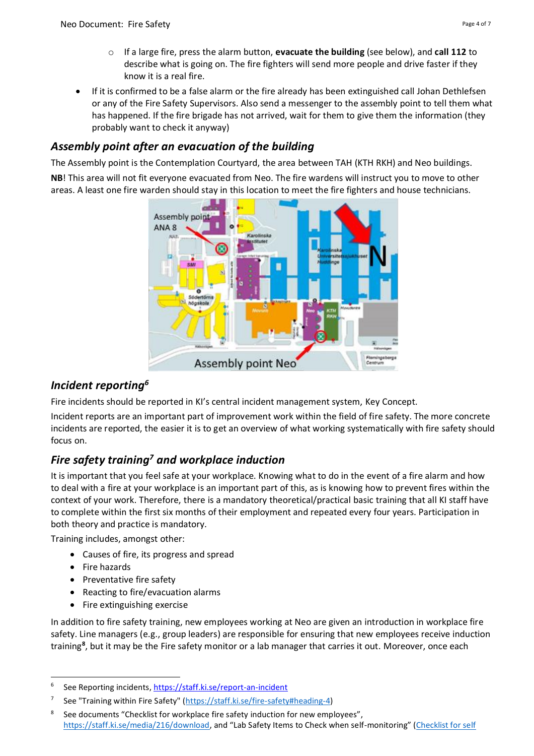- If a large fire, press the alarm button, **evacuate the building** (see below), and **call 112** to describe what is going on. The fire fighters will send more people and drive faster if they know it is a real fire.

- If it is confirmed to be a false alarm or the fire already has been extinguished call Johan Dethlefsen or any of the Fire Safety Supervisors. Also send a messenger to the assembly point to tell them what has happened. If the fire brigade has not arrived, wait for them to give them the information (they probably want to check it anyway)

## *Assembly point after an evacuation of the building*

The Assembly point is the Contemplation Courtyard, the area between TAH (KTH RKH) and Neo buildings.

**NB**! This area will not fit everyone evacuated from Neo. The fire wardens will instruct you to move to other areas. A least one fire warden should stay in this location to meet the fire fighters and house technicians.

## *Incident reporting*[6]

Fire incidents should be reported in KI's central incident management system, Key Concept.

Incident reports are an important part of improvement work within the field of fire safety. The more concrete incidents are reported, the easier it is to get an overview of what working systematically with fire safety should focus on.

## *Fire safety training*[7] *and workplace induction*

It is important that you feel safe at your workplace. Knowing what to do in the event of a fire alarm and how to deal with a fire at your workplace is an important part of this, as is knowing how to prevent fires within the context of your work. Therefore, there is a mandatory theoretical/practical basic training that all KI staff have to complete within the first six months of their employment and repeated every four years. Participation in both theory and practice is mandatory.

Training includes, amongst other:

- Causes of fire, its progress and spread
- Fire hazards
- Preventative fire safety
- Reacting to fire/evacuation alarms
- Fire extinguishing exercise

In addition to fire safety training, new employees working at Neo are given an introduction in workplace fire safety. Line managers (e.g., group leaders) are responsible for ensuring that new employees receive induction training[8], but it may be the Fire safety monitor or a lab manager that carries it out. Moreover, once each

---

[6] See Reporting incidents, https://staff.ki.se/report-an-incident

[7] See "Training within Fire Safety" (https://staff.ki.se/fire-safety#heading-4)

[8] See documents "Checklist for workplace fire safety induction for new employees", https://staff.ki.se/media/216/download, and "Lab Safety Items to Check when self-monitoring" (Checklist for self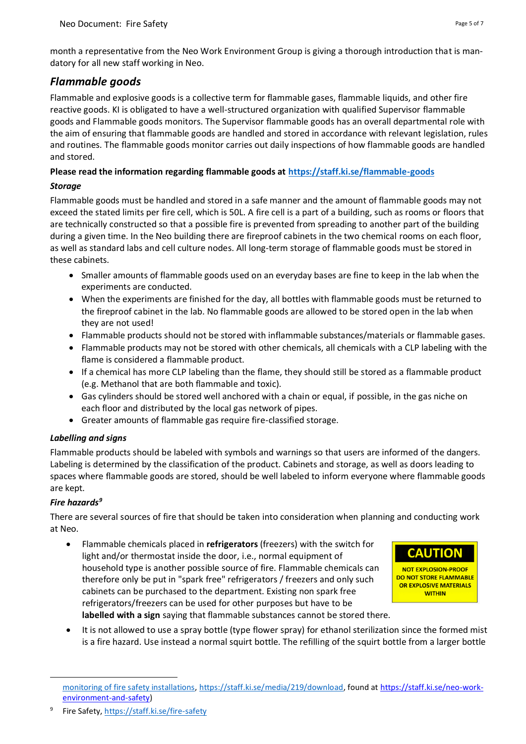month a representative from the Neo Work Environment Group is giving a thorough introduction that is mandatory for all new staff working in Neo.

## *Flammable goods*

Flammable and explosive goods is a collective term for flammable gases, flammable liquids, and other fire reactive goods. KI is obligated to have a well-structured organization with qualified Supervisor flammable goods and Flammable goods monitors. The Supervisor flammable goods has an overall departmental role with the aim of ensuring that flammable goods are handled and stored in accordance with relevant legislation, rules and routines. The flammable goods monitor carries out daily inspections of how flammable goods are handled and stored.

**Please read the information regarding flammable goods at [https://staff.ki.se/flammable-goods](https://staff.ki.se/flammable-goods)**

### *Storage*

Flammable goods must be handled and stored in a safe manner and the amount of flammable goods may not exceed the stated limits per fire cell, which is 50L. A fire cell is a part of a building, such as rooms or floors that are technically constructed so that a possible fire is prevented from spreading to another part of the building during a given time. In the Neo building there are fireproof cabinets in the two chemical rooms on each floor, as well as standard labs and cell culture nodes. All long-term storage of flammable goods must be stored in these cabinets.

- Smaller amounts of flammable goods used on an everyday bases are fine to keep in the lab when the experiments are conducted.
- When the experiments are finished for the day, all bottles with flammable goods must be returned to the fireproof cabinet in the lab. No flammable goods are allowed to be stored open in the lab when they are not used!
- Flammable products should not be stored with inflammable substances/materials or flammable gases.
- Flammable products may not be stored with other chemicals, all chemicals with a CLP labeling with the flame is considered a flammable product.
- If a chemical has more CLP labeling than the flame, they should still be stored as a flammable product (e.g. Methanol that are both flammable and toxic).
- Gas cylinders should be stored well anchored with a chain or equal, if possible, in the gas niche on each floor and distributed by the local gas network of pipes.
- Greater amounts of flammable gas require fire-classified storage.

### *Labelling and signs*

Flammable products should be labeled with symbols and warnings so that users are informed of the dangers. Labeling is determined by the classification of the product. Cabinets and storage, as well as doors leading to spaces where flammable goods are stored, should be well labeled to inform everyone where flammable goods are kept.

### *Fire hazards*[9]

There are several sources of fire that should be taken into consideration when planning and conducting work at Neo.

- Flammable chemicals placed in **refrigerators** (freezers) with the switch for light and/or thermostat inside the door, i.e., normal equipment of household type is another possible source of fire. Flammable chemicals can therefore only be put in "spark free" refrigerators / freezers and only such cabinets can be purchased to the department. Existing non spark free refrigerators/freezers can be used for other purposes but have to be **labelled with a sign** saying that flammable substances cannot be stored there.

  **CAUTION**
  NOT EXPLOSION-PROOF
  DO NOT STORE FLAMMABLE OR EXPLOSIVE MATERIALS WITHIN

- It is not allowed to use a spray bottle (type flower spray) for ethanol sterilization since the formed mist is a fire hazard. Use instead a normal squirt bottle. The refilling of the squirt bottle from a larger bottle

---

[monitoring of fire safety installations](https://staff.ki.se/media/219/download), [https://staff.ki.se/media/219/download](https://staff.ki.se/media/219/download), found at [https://staff.ki.se/neo-work-environment-and-safety](https://staff.ki.se/neo-work-environment-and-safety))

[9] Fire Safety, [https://staff.ki.se/fire-safety](https://staff.ki.se/fire-safety)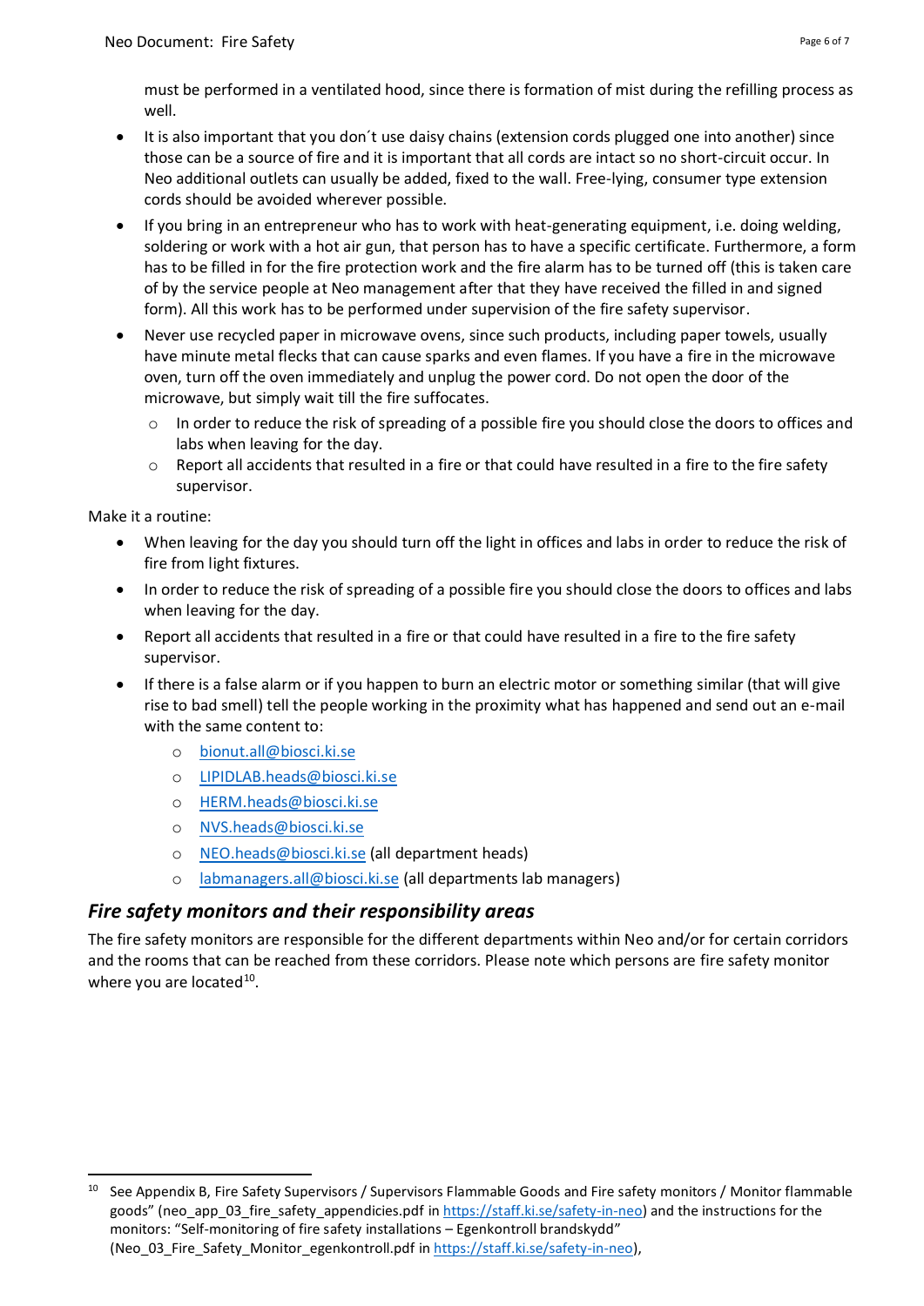must be performed in a ventilated hood, since there is formation of mist during the refilling process as well.

- It is also important that you don´t use daisy chains (extension cords plugged one into another) since those can be a source of fire and it is important that all cords are intact so no short-circuit occur. In Neo additional outlets can usually be added, fixed to the wall. Free-lying, consumer type extension cords should be avoided wherever possible.
- If you bring in an entrepreneur who has to work with heat-generating equipment, i.e. doing welding, soldering or work with a hot air gun, that person has to have a specific certificate. Furthermore, a form has to be filled in for the fire protection work and the fire alarm has to be turned off (this is taken care of by the service people at Neo management after that they have received the filled in and signed form). All this work has to be performed under supervision of the fire safety supervisor.
- Never use recycled paper in microwave ovens, since such products, including paper towels, usually have minute metal flecks that can cause sparks and even flames. If you have a fire in the microwave oven, turn off the oven immediately and unplug the power cord. Do not open the door of the microwave, but simply wait till the fire suffocates.
    - In order to reduce the risk of spreading of a possible fire you should close the doors to offices and labs when leaving for the day.
    - Report all accidents that resulted in a fire or that could have resulted in a fire to the fire safety supervisor.

Make it a routine:

- When leaving for the day you should turn off the light in offices and labs in order to reduce the risk of fire from light fixtures.
- In order to reduce the risk of spreading of a possible fire you should close the doors to offices and labs when leaving for the day.
- Report all accidents that resulted in a fire or that could have resulted in a fire to the fire safety supervisor.
- If there is a false alarm or if you happen to burn an electric motor or something similar (that will give rise to bad smell) tell the people working in the proximity what has happened and send out an e-mail with the same content to:
    - bionut.all@biosci.ki.se
    - LIPIDLAB.heads@biosci.ki.se
    - HERM.heads@biosci.ki.se
    - NVS.heads@biosci.ki.se
    - NEO.heads@biosci.ki.se (all department heads)
    - labmanagers.all@biosci.ki.se (all departments lab managers)

## *Fire safety monitors and their responsibility areas*

The fire safety monitors are responsible for the different departments within Neo and/or for certain corridors and the rooms that can be reached from these corridors. Please note which persons are fire safety monitor where you are located[10].

[10] See Appendix B, Fire Safety Supervisors / Supervisors Flammable Goods and Fire safety monitors / Monitor flammable goods" (neo_app_03_fire_safety_appendicies.pdf in https://staff.ki.se/safety-in-neo) and the instructions for the monitors: "Self-monitoring of fire safety installations – Egenkontroll brandskydd" (Neo_03_Fire_Safety_Monitor_egenkontroll.pdf in https://staff.ki.se/safety-in-neo),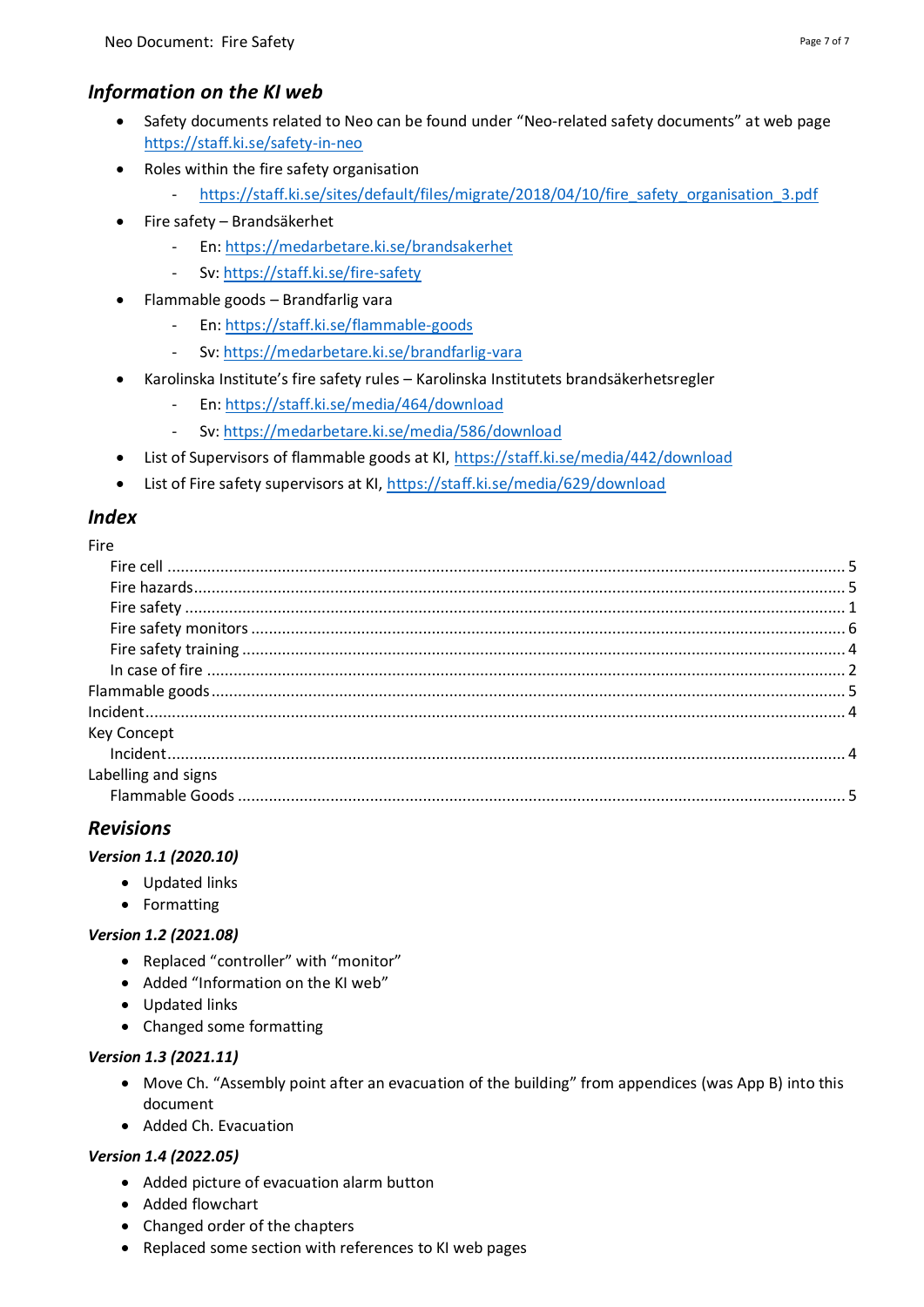## *Information on the KI web*

- Safety documents related to Neo can be found under "Neo-related safety documents" at web page https://staff.ki.se/safety-in-neo
- Roles within the fire safety organisation
    - https://staff.ki.se/sites/default/files/migrate/2018/04/10/fire_safety_organisation_3.pdf
- Fire safety – Brandsäkerhet
    - En: https://medarbetare.ki.se/brandsakerhet
    - Sv: https://staff.ki.se/fire-safety
- Flammable goods – Brandfarlig vara
    - En: https://staff.ki.se/flammable-goods
    - Sv: https://medarbetare.ki.se/brandfarlig-vara
- Karolinska Institute's fire safety rules – Karolinska Institutets brandsäkerhetsregler
    - En: https://staff.ki.se/media/464/download
    - Sv: https://medarbetare.ki.se/media/586/download
- List of Supervisors of flammable goods at KI, https://staff.ki.se/media/442/download
- List of Fire safety supervisors at KI, https://staff.ki.se/media/629/download

## *Index*

Fire
- Fire cell ........ 5
- Fire hazards ........ 5
- Fire safety ........ 1
- Fire safety monitors ........ 6
- Fire safety training ........ 4
- In case of fire ........ 2

Flammable goods ........ 5

Incident ........ 4

Key Concept
- Incident ........ 4

Labelling and signs
- Flammable Goods ........ 5

## *Revisions*

### *Version 1.1 (2020.10)*

- Updated links
- Formatting

### *Version 1.2 (2021.08)*

- Replaced "controller" with "monitor"
- Added "Information on the KI web"
- Updated links
- Changed some formatting

### *Version 1.3 (2021.11)*

- Move Ch. "Assembly point after an evacuation of the building" from appendices (was App B) into this document
- Added Ch. Evacuation

### *Version 1.4 (2022.05)*

- Added picture of evacuation alarm button
- Added flowchart
- Changed order of the chapters
- Replaced some section with references to KI web pages